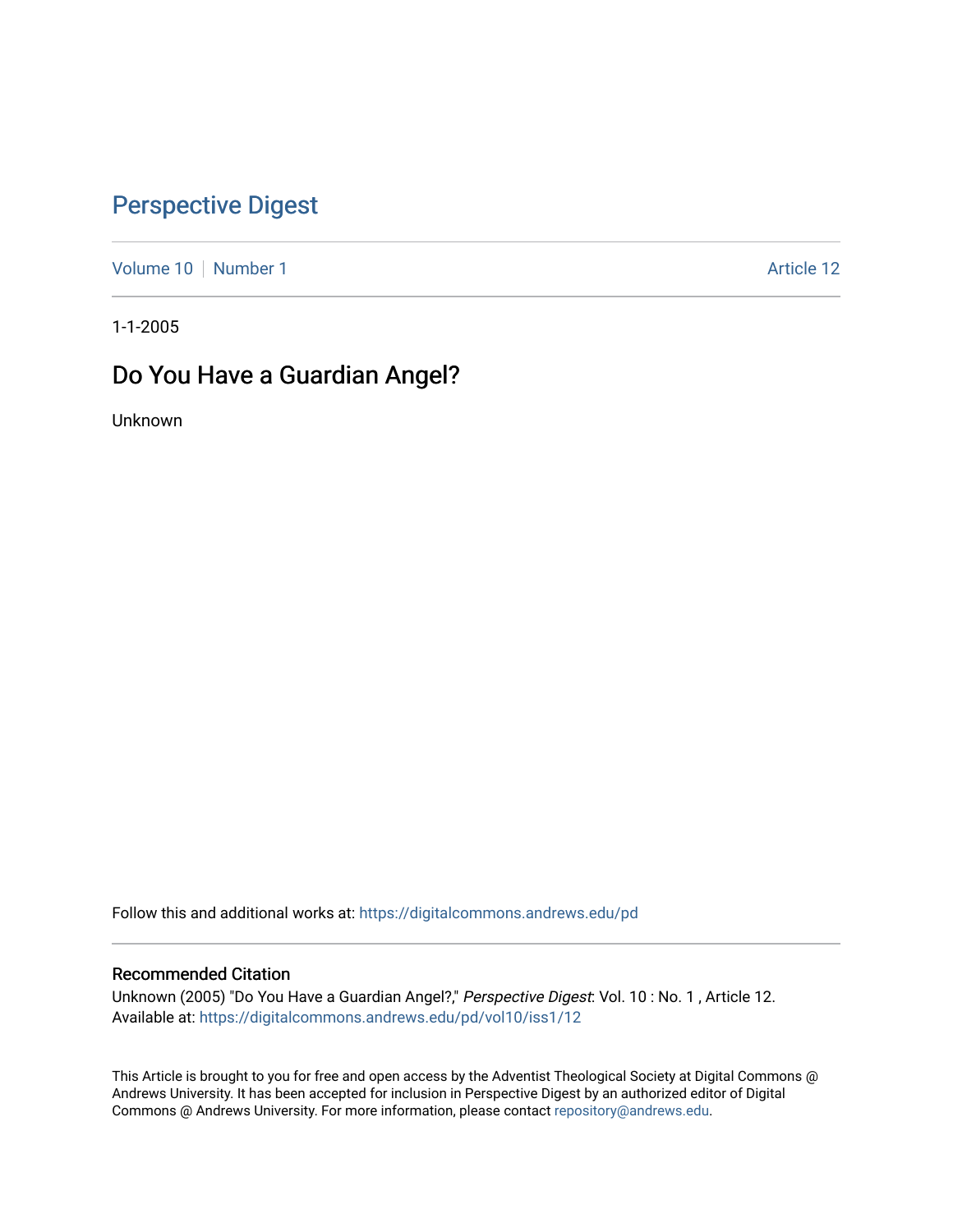# Perspective Digest

Volume 10 | Number 1 | Article 12

1-1-2005

## Do You Have a Guardian Angel?

Unknown

Follow this and additional works at: https://digitalcommons.andrews.edu/pd

### Recommended Citation

Unknown (2005) "Do You Have a Guardian Angel?," *Perspective Digest*: Vol. 10 : No. 1 , Article 12.
Available at: https://digitalcommons.andrews.edu/pd/vol10/iss1/12

This Article is brought to you for free and open access by the Adventist Theological Society at Digital Commons @ Andrews University. It has been accepted for inclusion in Perspective Digest by an authorized editor of Digital Commons @ Andrews University. For more information, please contact repository@andrews.edu.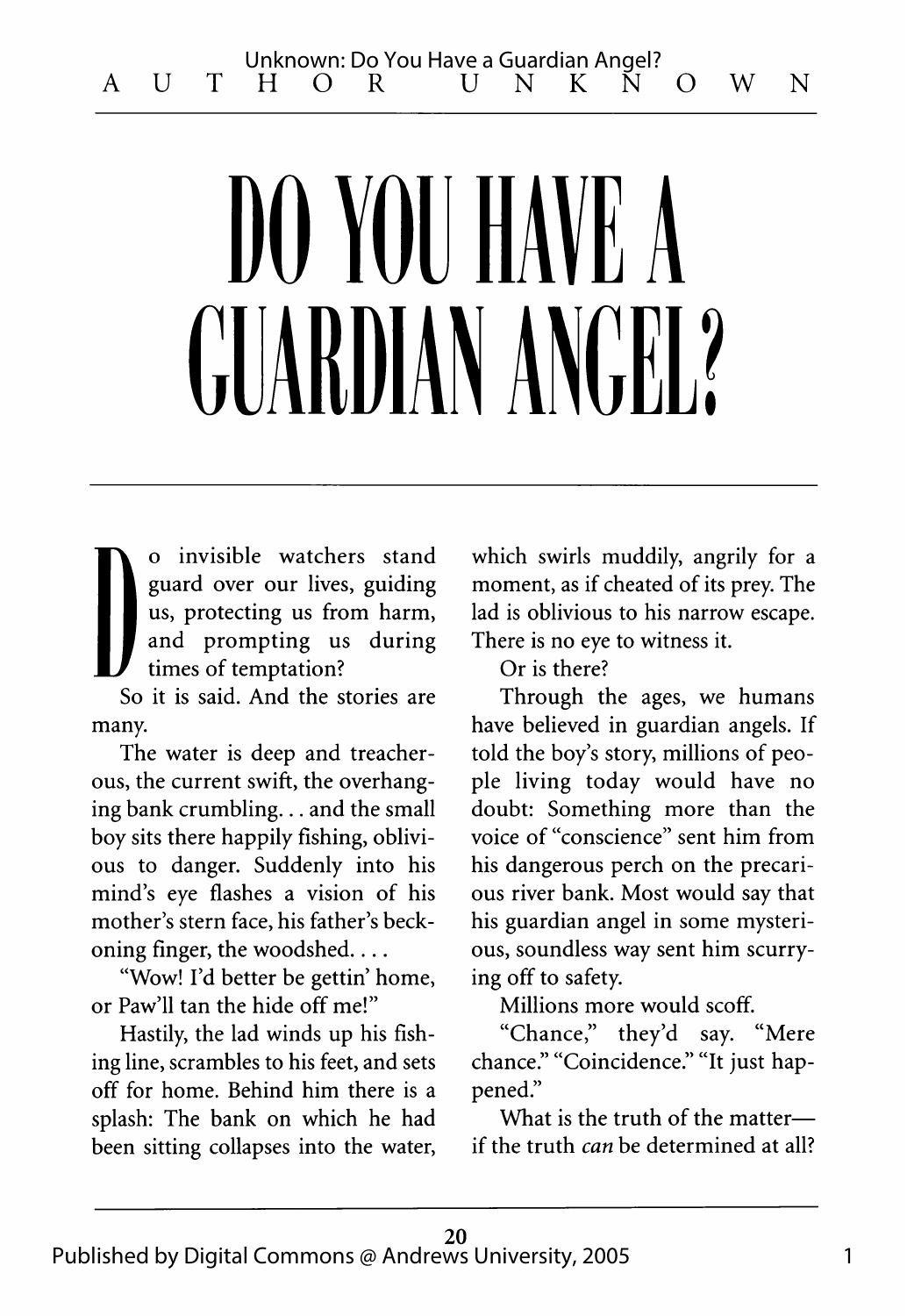# DO YOU HAVE A GUARDIAN ANGEL?

AUTHOR UNKNOWN

Do invisible watchers stand guard over our lives, guiding us, protecting us from harm, and prompting us during times of temptation?

So it is said. And the stories are many.

The water is deep and treacherous, the current swift, the overhanging bank crumbling. . . and the small boy sits there happily fishing, oblivious to danger. Suddenly into his mind's eye flashes a vision of his mother's stern face, his father's beckoning finger, the woodshed. . . .

"Wow! I'd better be gettin' home, or Paw'll tan the hide off me!"

Hastily, the lad winds up his fishing line, scrambles to his feet, and sets off for home. Behind him there is a splash: The bank on which he had been sitting collapses into the water, which swirls muddily, angrily for a moment, as if cheated of its prey. The lad is oblivious to his narrow escape. There is no eye to witness it.

Or is there?

Through the ages, we humans have believed in guardian angels. If told the boy's story, millions of people living today would have no doubt: Something more than the voice of "conscience" sent him from his dangerous perch on the precarious river bank. Most would say that his guardian angel in some mysterious, soundless way sent him scurrying off to safety.

Millions more would scoff.

"Chance," they'd say. "Mere chance." "Coincidence." "It just happened."

What is the truth of the matter—if the truth *can* be determined at all?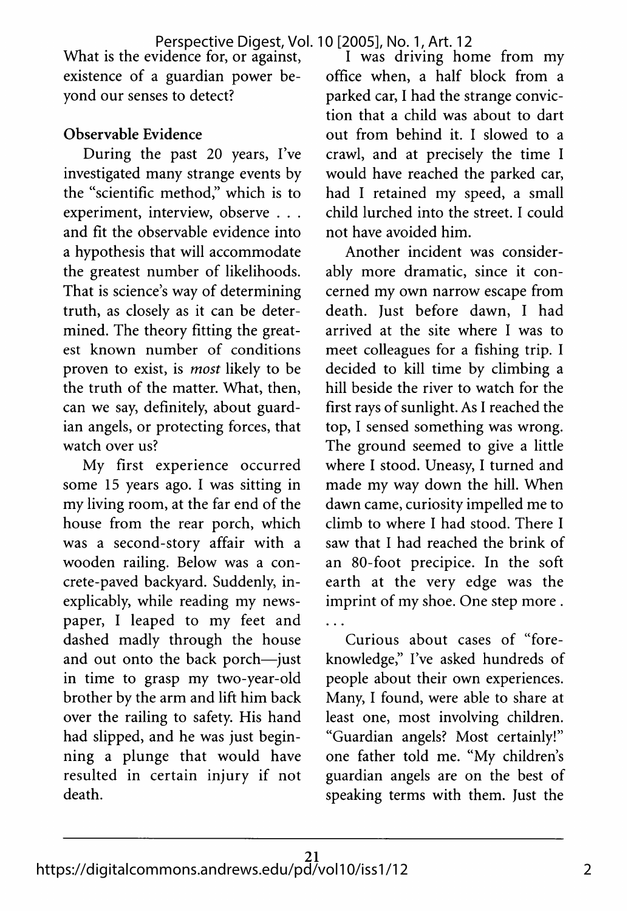What is the evidence for, or against, existence of a guardian power beyond our senses to detect?

**Observable Evidence**

During the past 20 years, I've investigated many strange events by the "scientific method," which is to experiment, interview, observe . . . and fit the observable evidence into a hypothesis that will accommodate the greatest number of likelihoods. That is science's way of determining truth, as closely as it can be determined. The theory fitting the greatest known number of conditions proven to exist, is *most* likely to be the truth of the matter. What, then, can we say, definitely, about guardian angels, or protecting forces, that watch over us?

My first experience occurred some 15 years ago. I was sitting in my living room, at the far end of the house from the rear porch, which was a second-story affair with a wooden railing. Below was a concrete-paved backyard. Suddenly, inexplicably, while reading my newspaper, I leaped to my feet and dashed madly through the house and out onto the back porch—just in time to grasp my two-year-old brother by the arm and lift him back over the railing to safety. His hand had slipped, and he was just beginning a plunge that would have resulted in certain injury if not death.

I was driving home from my office when, a half block from a parked car, I had the strange conviction that a child was about to dart out from behind it. I slowed to a crawl, and at precisely the time I would have reached the parked car, had I retained my speed, a small child lurched into the street. I could not have avoided him.

Another incident was considerably more dramatic, since it concerned my own narrow escape from death. Just before dawn, I had arrived at the site where I was to meet colleagues for a fishing trip. I decided to kill time by climbing a hill beside the river to watch for the first rays of sunlight. As I reached the top, I sensed something was wrong. The ground seemed to give a little where I stood. Uneasy, I turned and made my way down the hill. When dawn came, curiosity impelled me to climb to where I had stood. There I saw that I had reached the brink of an 80-foot precipice. In the soft earth at the very edge was the imprint of my shoe. One step more . . .

Curious about cases of "foreknowledge," I've asked hundreds of people about their own experiences. Many, I found, were able to share at least one, most involving children. "Guardian angels? Most certainly!" one father told me. "My children's guardian angels are on the best of speaking terms with them. Just the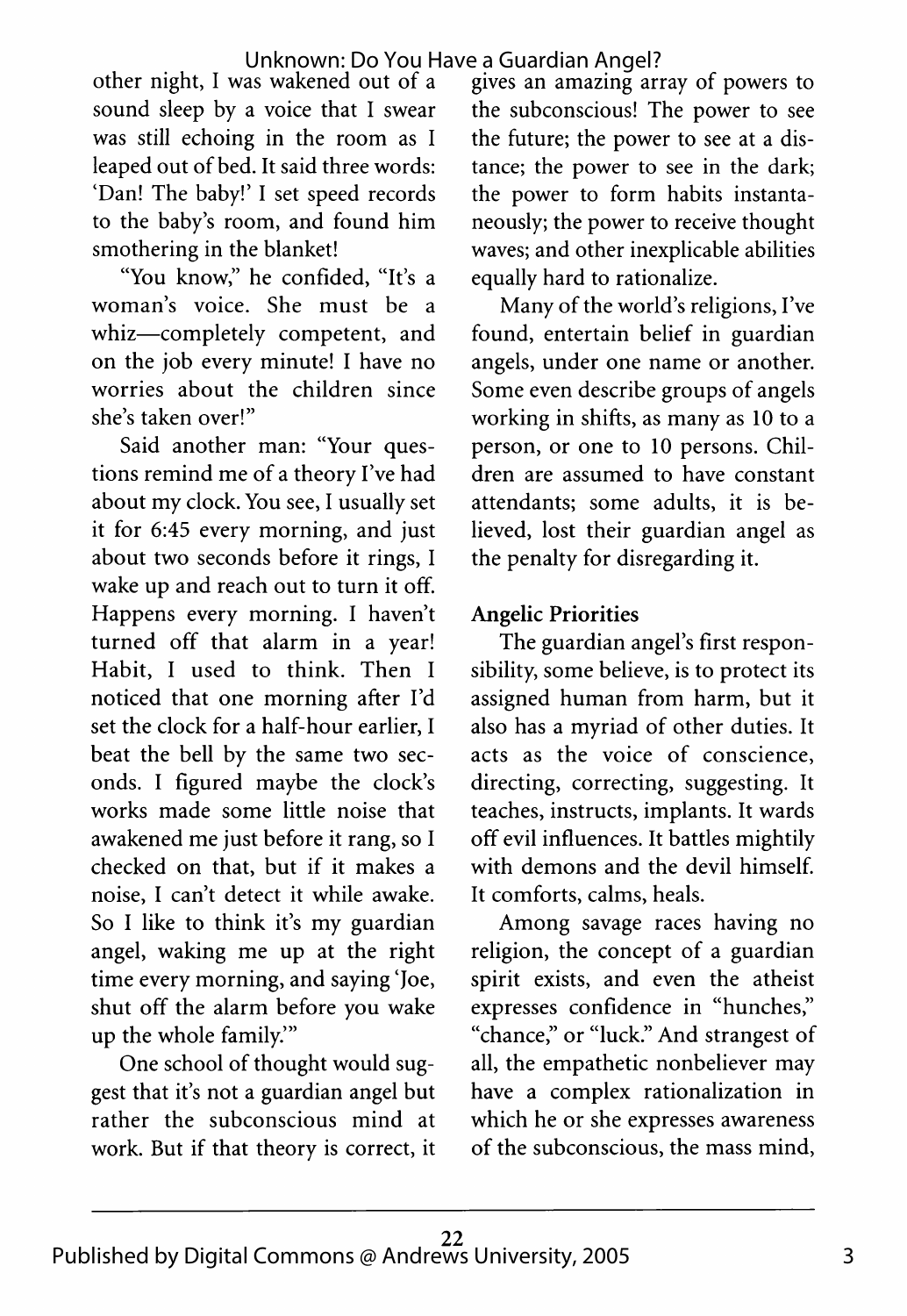other night, I was wakened out of a sound sleep by a voice that I swear was still echoing in the room as I leaped out of bed. It said three words: 'Dan! The baby!' I set speed records to the baby's room, and found him smothering in the blanket!

"You know," he confided, "It's a woman's voice. She must be a whiz—completely competent, and on the job every minute! I have no worries about the children since she's taken over!"

Said another man: "Your questions remind me of a theory I've had about my clock. You see, I usually set it for 6:45 every morning, and just about two seconds before it rings, I wake up and reach out to turn it off. Happens every morning. I haven't turned off that alarm in a year! Habit, I used to think. Then I noticed that one morning after I'd set the clock for a half-hour earlier, I beat the bell by the same two seconds. I figured maybe the clock's works made some little noise that awakened me just before it rang, so I checked on that, but if it makes a noise, I can't detect it while awake. So I like to think it's my guardian angel, waking me up at the right time every morning, and saying 'Joe, shut off the alarm before you wake up the whole family.'"

One school of thought would suggest that it's not a guardian angel but rather the subconscious mind at work. But if that theory is correct, it gives an amazing array of powers to the subconscious! The power to see the future; the power to see at a distance; the power to see in the dark; the power to form habits instantaneously; the power to receive thought waves; and other inexplicable abilities equally hard to rationalize.

Many of the world's religions, I've found, entertain belief in guardian angels, under one name or another. Some even describe groups of angels working in shifts, as many as 10 to a person, or one to 10 persons. Children are assumed to have constant attendants; some adults, it is believed, lost their guardian angel as the penalty for disregarding it.

### Angelic Priorities

The guardian angel's first responsibility, some believe, is to protect its assigned human from harm, but it also has a myriad of other duties. It acts as the voice of conscience, directing, correcting, suggesting. It teaches, instructs, implants. It wards off evil influences. It battles mightily with demons and the devil himself. It comforts, calms, heals.

Among savage races having no religion, the concept of a guardian spirit exists, and even the atheist expresses confidence in "hunches," "chance," or "luck." And strangest of all, the empathetic nonbeliever may have a complex rationalization in which he or she expresses awareness of the subconscious, the mass mind,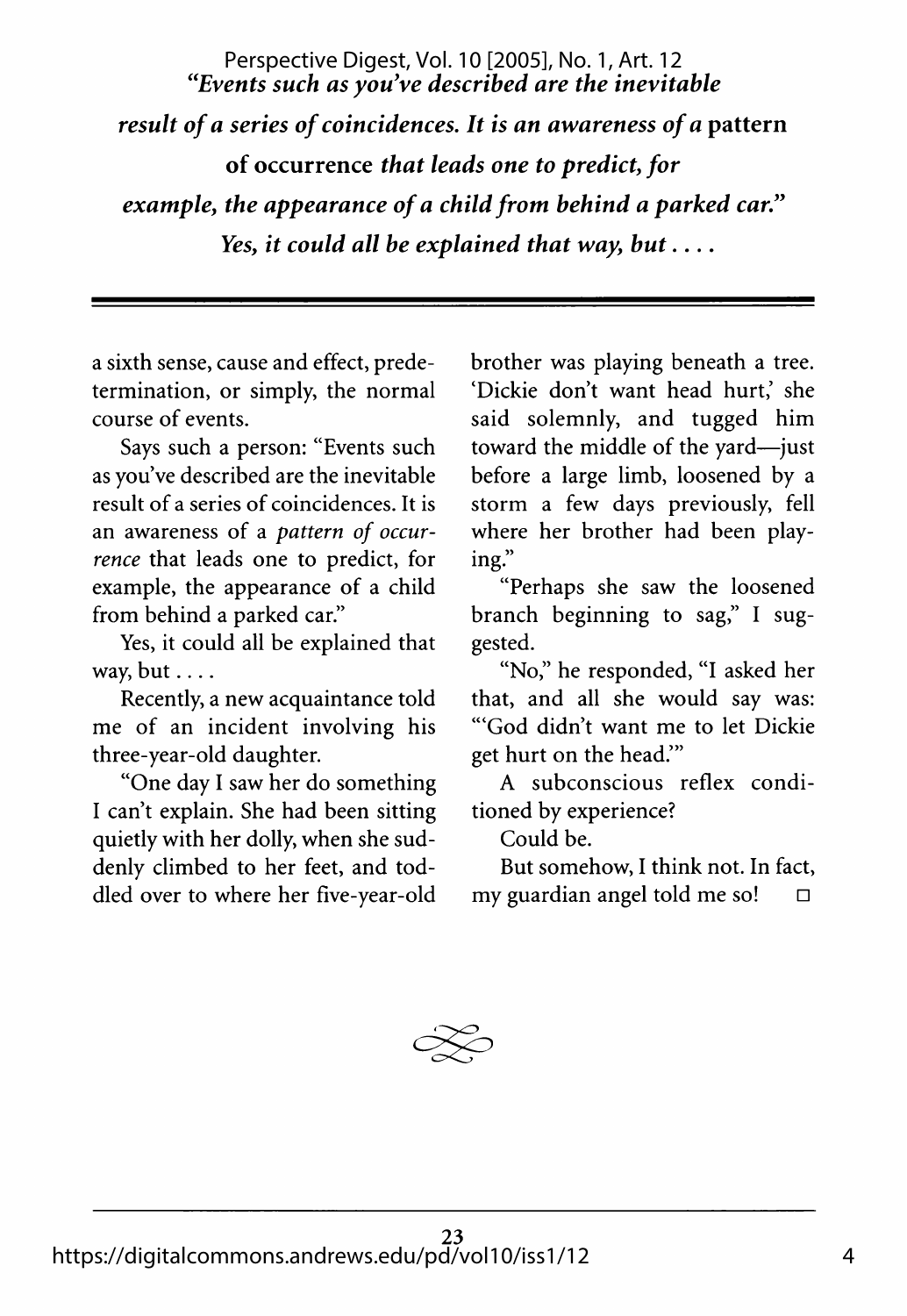*"Events such as you've described are the inevitable result of a series of coincidences. It is an awareness of a* pattern of occurrence *that leads one to predict, for example, the appearance of a child from behind a parked car." Yes, it could all be explained that way, but . . . .*

---

a sixth sense, cause and effect, predetermination, or simply, the normal course of events.

Says such a person: "Events such as you've described are the inevitable result of a series of coincidences. It is an awareness of a *pattern of occurrence* that leads one to predict, for example, the appearance of a child from behind a parked car."

Yes, it could all be explained that way, but . . . .

Recently, a new acquaintance told me of an incident involving his three-year-old daughter.

"One day I saw her do something I can't explain. She had been sitting quietly with her dolly, when she suddenly climbed to her feet, and toddled over to where her five-year-old brother was playing beneath a tree. 'Dickie don't want head hurt,' she said solemnly, and tugged him toward the middle of the yard—just before a large limb, loosened by a storm a few days previously, fell where her brother had been playing."

"Perhaps she saw the loosened branch beginning to sag," I suggested.

"No," he responded, "I asked her that, and all she would say was: "'God didn't want me to let Dickie get hurt on the head.'"

A subconscious reflex conditioned by experience?

Could be.

But somehow, I think not. In fact, my guardian angel told me so! □